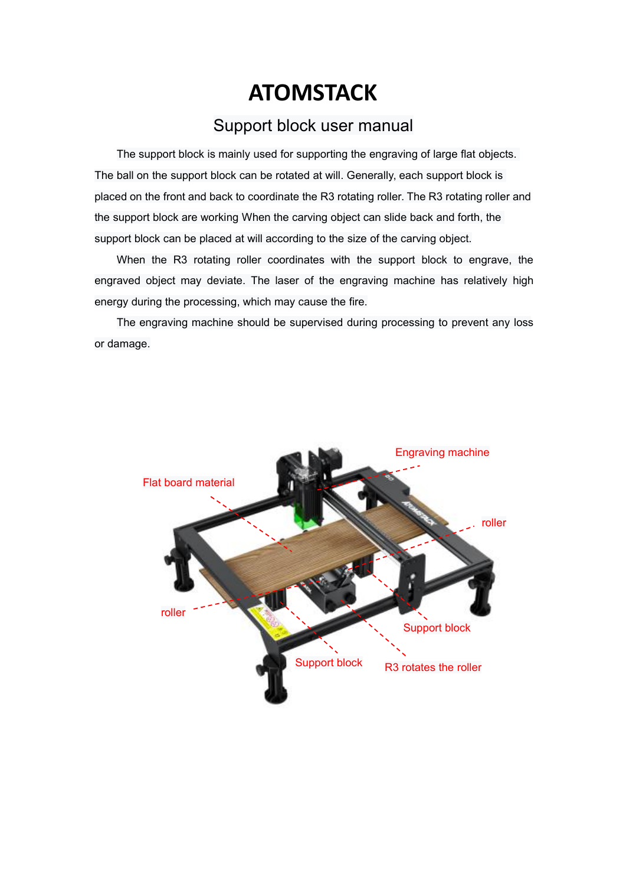# ATOMSTACK

## Support block user manual

The support block is mainly used for supporting the engraving of large flat objects. The ball on the support block can be rotated at will. Generally, each support block is placed on the front and back to coordinate the R3 rotating roller. The R3 rotating roller and the support block are working When the carving object can slide back and forth, the support block can be placed at will according to the size of the carving object.

When the R3 rotating roller coordinates with the support block to engrave, the engraved object may deviate. The laser of the engraving machine has relatively high energy during the processing, which may cause the fire.

The engraving machine should be supervised during processing to prevent any loss or damage.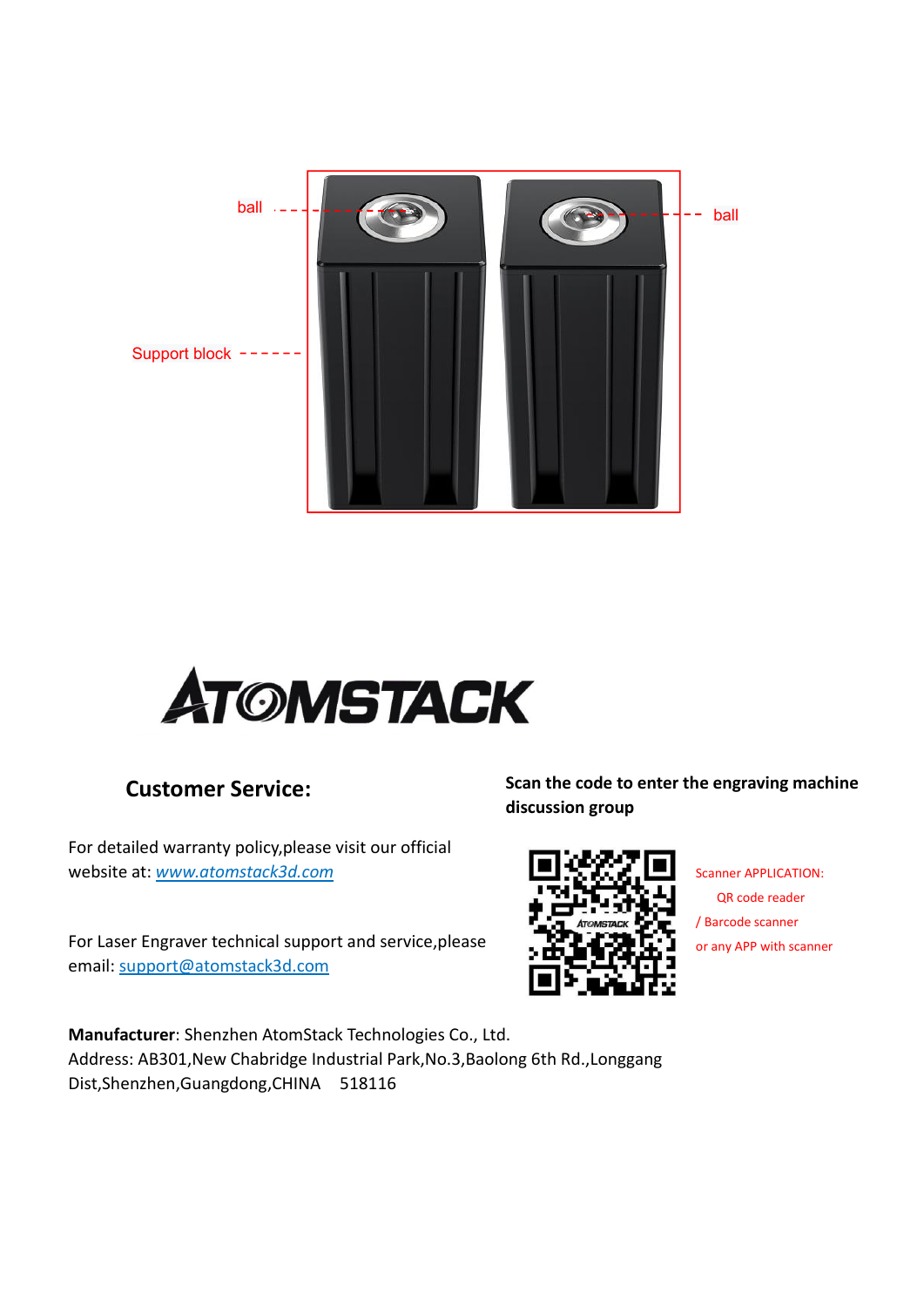ball

ball

Support block

ATOMSTACK

## Customer Service:

For detailed warranty policy,please visit our official website at: *www.atomstack3d.com*

For Laser Engraver technical support and service,please email: support@atomstack3d.com

**Scan the code to enter the engraving machine discussion group**

Scanner APPLICATION:
QR code reader
/ Barcode scanner
or any APP with scanner

**Manufacturer**: Shenzhen AtomStack Technologies Co., Ltd.
Address: AB301,New Chabridge Industrial Park,No.3,Baolong 6th Rd.,Longgang Dist,Shenzhen,Guangdong,CHINA 518116